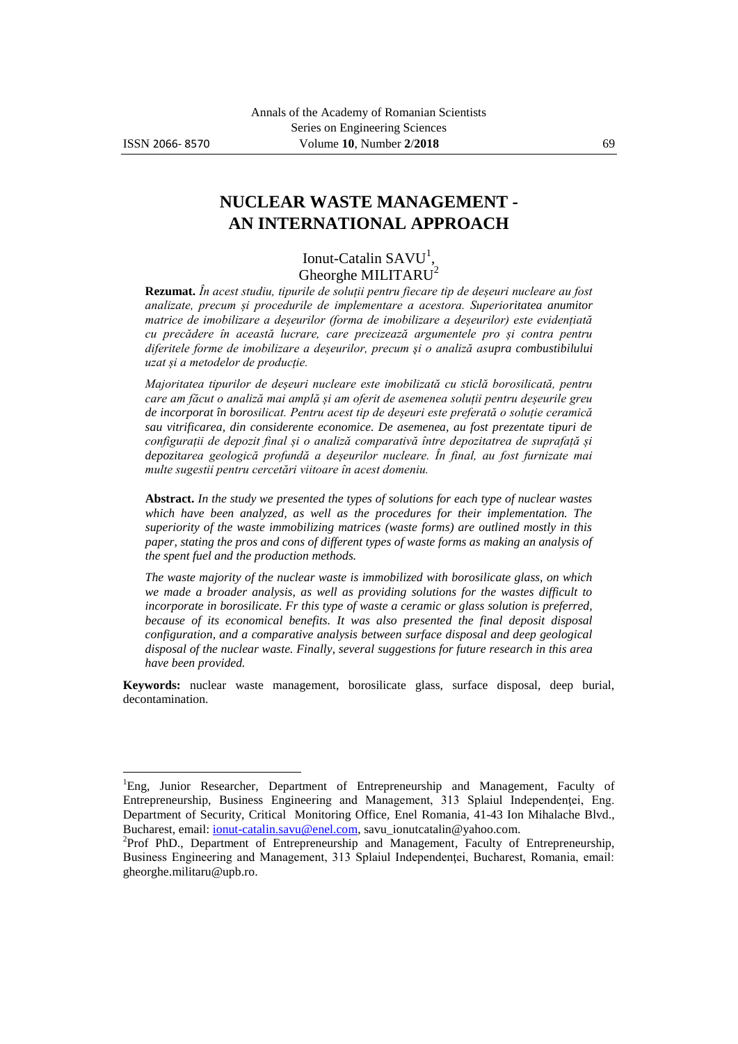# NUCLEAR WASTE MANAGEMENT - AN INTERNATIONAL APPROACH

Ionut-Catalin SAVU[1], Gheorghe MILITARU[2]

**Rezumat.** *În acest studiu, tipurile de soluții pentru fiecare tip de deșeuri nucleare au fost analizate, precum și procedurile de implementare a acestora. Superioritatea anumitor matrice de imobilizare a deșeurilor (forma de imobilizare a deșeurilor) este evidențiată cu precădere în această lucrare, care precizează argumentele pro și contra pentru diferitele forme de imobilizare a deșeurilor, precum și o analiză asupra combustibilului uzat și a metodelor de producție.*

*Majoritatea tipurilor de deșeuri nucleare este imobilizată cu sticlă borosilicată, pentru care am făcut o analiză mai amplă și am oferit de asemenea soluții pentru deșeurile greu de incorporat în borosilicat. Pentru acest tip de deșeuri este preferată o soluție ceramică sau vitrificarea, din considerente economice. De asemenea, au fost prezentate tipuri de configurații de depozit final și o analiză comparativă între depozitatea de suprafață și depozitarea geologică profundă a deșeurilor nucleare. În final, au fost furnizate mai multe sugestii pentru cercetări viitoare în acest domeniu.*

**Abstract.** *In the study we presented the types of solutions for each type of nuclear wastes which have been analyzed, as well as the procedures for their implementation. The superiority of the waste immobilizing matrices (waste forms) are outlined mostly in this paper, stating the pros and cons of different types of waste forms as making an analysis of the spent fuel and the production methods.*

*The waste majority of the nuclear waste is immobilized with borosilicate glass, on which we made a broader analysis, as well as providing solutions for the wastes difficult to incorporate in borosilicate. Fr this type of waste a ceramic or glass solution is preferred, because of its economical benefits. It was also presented the final deposit disposal configuration, and a comparative analysis between surface disposal and deep geological disposal of the nuclear waste. Finally, several suggestions for future research in this area have been provided.*

**Keywords:** nuclear waste management, borosilicate glass, surface disposal, deep burial, decontamination.

---

[1]Eng, Junior Researcher, Department of Entrepreneurship and Management, Faculty of Entrepreneurship, Business Engineering and Management, 313 Splaiul Independenței, Eng. Department of Security, Critical Monitoring Office, Enel Romania, 41-43 Ion Mihalache Blvd., Bucharest, email: ionut-catalin.savu@enel.com, savu_ionutcatalin@yahoo.com.

[2]Prof PhD., Department of Entrepreneurship and Management, Faculty of Entrepreneurship, Business Engineering and Management, 313 Splaiul Independenței, Bucharest, Romania, email: gheorghe.militaru@upb.ro.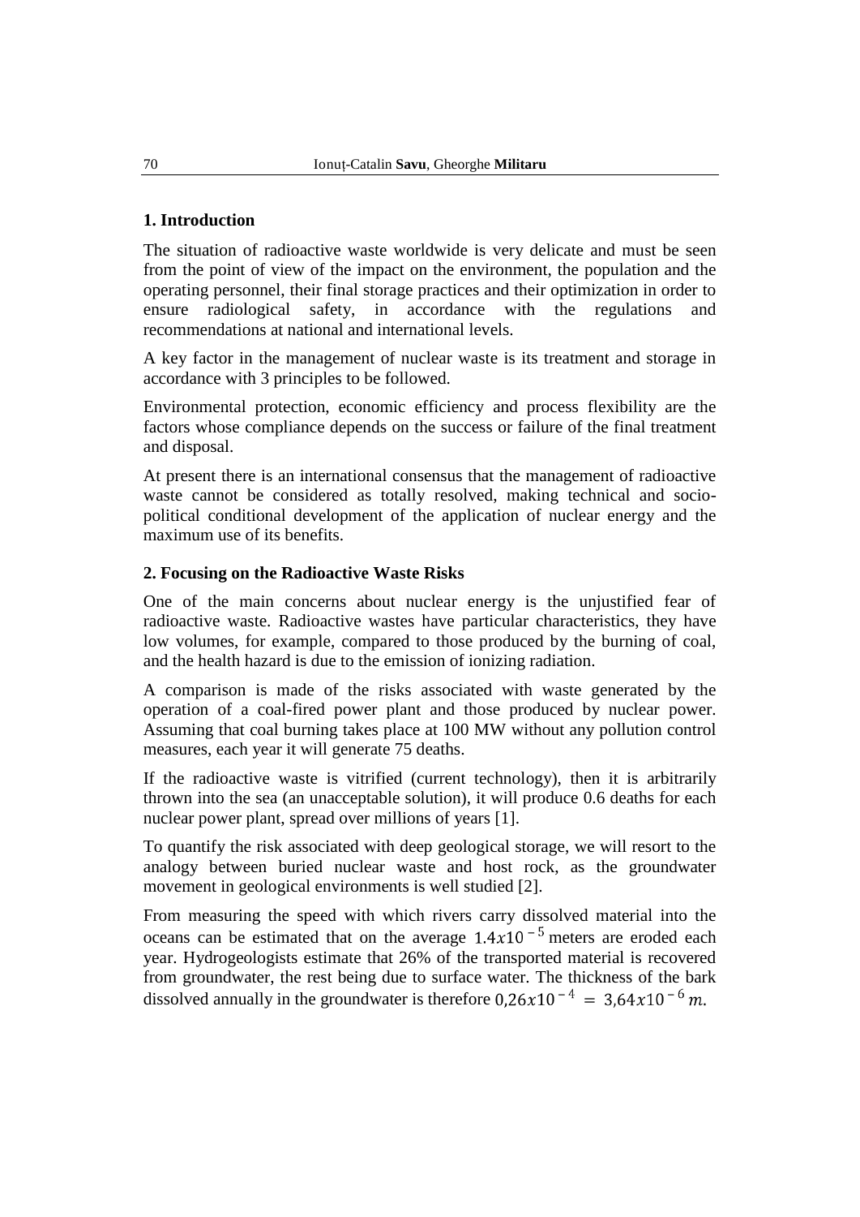## 1. Introduction

The situation of radioactive waste worldwide is very delicate and must be seen from the point of view of the impact on the environment, the population and the operating personnel, their final storage practices and their optimization in order to ensure radiological safety, in accordance with the regulations and recommendations at national and international levels.

A key factor in the management of nuclear waste is its treatment and storage in accordance with 3 principles to be followed.

Environmental protection, economic efficiency and process flexibility are the factors whose compliance depends on the success or failure of the final treatment and disposal.

At present there is an international consensus that the management of radioactive waste cannot be considered as totally resolved, making technical and socio-political conditional development of the application of nuclear energy and the maximum use of its benefits.

## 2. Focusing on the Radioactive Waste Risks

One of the main concerns about nuclear energy is the unjustified fear of radioactive waste. Radioactive wastes have particular characteristics, they have low volumes, for example, compared to those produced by the burning of coal, and the health hazard is due to the emission of ionizing radiation.

A comparison is made of the risks associated with waste generated by the operation of a coal-fired power plant and those produced by nuclear power. Assuming that coal burning takes place at 100 MW without any pollution control measures, each year it will generate 75 deaths.

If the radioactive waste is vitrified (current technology), then it is arbitrarily thrown into the sea (an unacceptable solution), it will produce 0.6 deaths for each nuclear power plant, spread over millions of years [1].

To quantify the risk associated with deep geological storage, we will resort to the analogy between buried nuclear waste and host rock, as the groundwater movement in geological environments is well studied [2].

From measuring the speed with which rivers carry dissolved material into the oceans can be estimated that on the average $1.4x10^{-5}$ meters are eroded each year. Hydrogeologists estimate that 26% of the transported material is recovered from groundwater, the rest being due to surface water. The thickness of the bark dissolved annually in the groundwater is therefore $0{,}26x10^{-4} = 3{,}64x10^{-6}\,m$.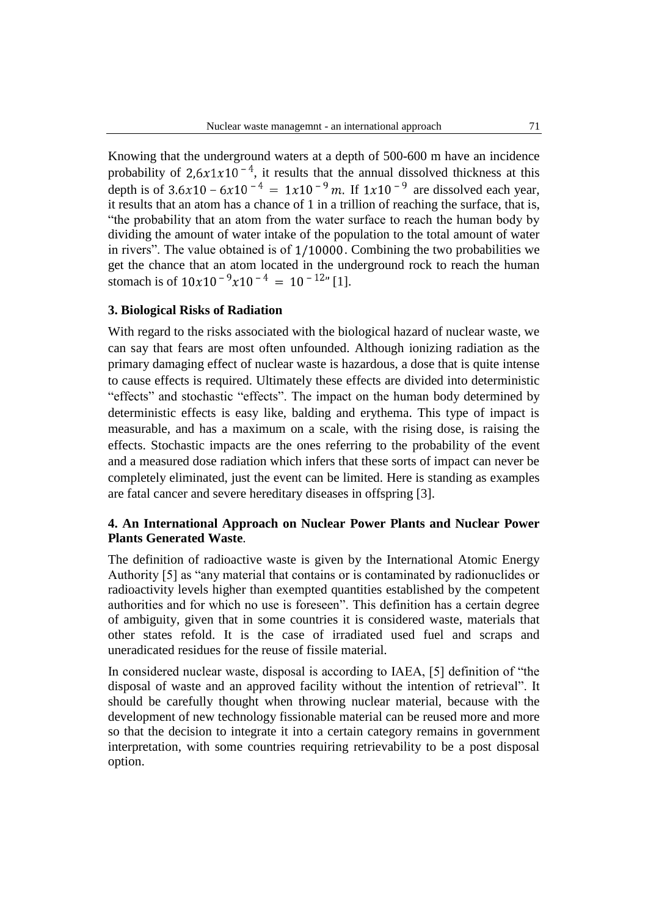Knowing that the underground waters at a depth of 500-600 m have an incidence probability of $2{,}6x1x10^{-4}$, it results that the annual dissolved thickness at this depth is of $3.6x10 - 6x10^{-4} = 1x10^{-9}\,m$. If $1x10^{-9}$ are dissolved each year, it results that an atom has a chance of 1 in a trillion of reaching the surface, that is, "the probability that an atom from the water surface to reach the human body by dividing the amount of water intake of the population to the total amount of water in rivers". The value obtained is of $1/10000$. Combining the two probabilities we get the chance that an atom located in the underground rock to reach the human stomach is of $10x10^{-9}x10^{-4} = 10^{-12}$" [1].

### 3. Biological Risks of Radiation

With regard to the risks associated with the biological hazard of nuclear waste, we can say that fears are most often unfounded. Although ionizing radiation as the primary damaging effect of nuclear waste is hazardous, a dose that is quite intense to cause effects is required. Ultimately these effects are divided into deterministic "effects" and stochastic "effects". The impact on the human body determined by deterministic effects is easy like, balding and erythema. This type of impact is measurable, and has a maximum on a scale, with the rising dose, is raising the effects. Stochastic impacts are the ones referring to the probability of the event and a measured dose radiation which infers that these sorts of impact can never be completely eliminated, just the event can be limited. Here is standing as examples are fatal cancer and severe hereditary diseases in offspring [3].

### 4. An International Approach on Nuclear Power Plants and Nuclear Power Plants Generated Waste.

The definition of radioactive waste is given by the International Atomic Energy Authority [5] as "any material that contains or is contaminated by radionuclides or radioactivity levels higher than exempted quantities established by the competent authorities and for which no use is foreseen". This definition has a certain degree of ambiguity, given that in some countries it is considered waste, materials that other states refold. It is the case of irradiated used fuel and scraps and uneradicated residues for the reuse of fissile material.

In considered nuclear waste, disposal is according to IAEA, [5] definition of "the disposal of waste and an approved facility without the intention of retrieval". It should be carefully thought when throwing nuclear material, because with the development of new technology fissionable material can be reused more and more so that the decision to integrate it into a certain category remains in government interpretation, with some countries requiring retrievability to be a post disposal option.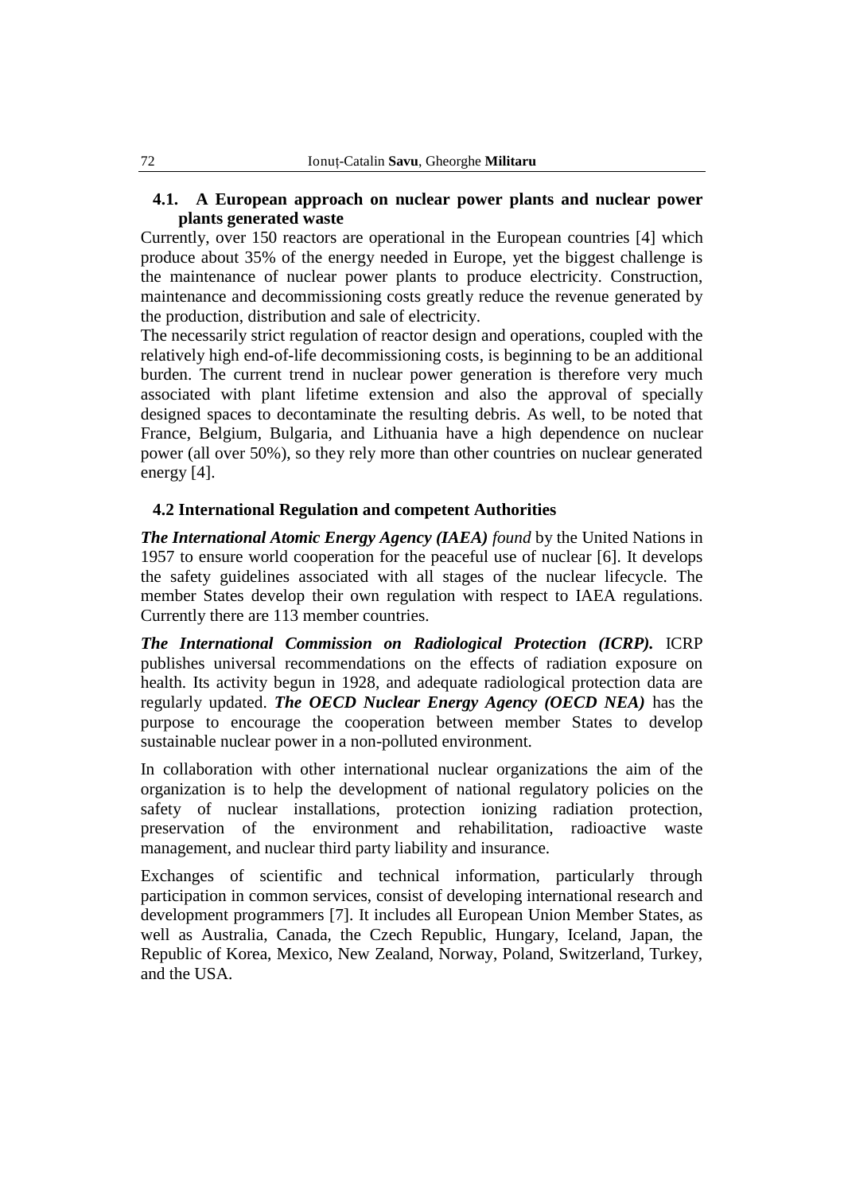## 4.1. A European approach on nuclear power plants and nuclear power plants generated waste

Currently, over 150 reactors are operational in the European countries [4] which produce about 35% of the energy needed in Europe, yet the biggest challenge is the maintenance of nuclear power plants to produce electricity. Construction, maintenance and decommissioning costs greatly reduce the revenue generated by the production, distribution and sale of electricity.

The necessarily strict regulation of reactor design and operations, coupled with the relatively high end-of-life decommissioning costs, is beginning to be an additional burden. The current trend in nuclear power generation is therefore very much associated with plant lifetime extension and also the approval of specially designed spaces to decontaminate the resulting debris. As well, to be noted that France, Belgium, Bulgaria, and Lithuania have a high dependence on nuclear power (all over 50%), so they rely more than other countries on nuclear generated energy [4].

## 4.2 International Regulation and competent Authorities

***The International Atomic Energy Agency (IAEA)*** *found* by the United Nations in 1957 to ensure world cooperation for the peaceful use of nuclear [6]. It develops the safety guidelines associated with all stages of the nuclear lifecycle. The member States develop their own regulation with respect to IAEA regulations. Currently there are 113 member countries.

***The International Commission on Radiological Protection (ICRP).*** ICRP publishes universal recommendations on the effects of radiation exposure on health. Its activity begun in 1928, and adequate radiological protection data are regularly updated. ***The OECD Nuclear Energy Agency (OECD NEA)*** has the purpose to encourage the cooperation between member States to develop sustainable nuclear power in a non-polluted environment.

In collaboration with other international nuclear organizations the aim of the organization is to help the development of national regulatory policies on the safety of nuclear installations, protection ionizing radiation protection, preservation of the environment and rehabilitation, radioactive waste management, and nuclear third party liability and insurance.

Exchanges of scientific and technical information, particularly through participation in common services, consist of developing international research and development programmers [7]. It includes all European Union Member States, as well as Australia, Canada, the Czech Republic, Hungary, Iceland, Japan, the Republic of Korea, Mexico, New Zealand, Norway, Poland, Switzerland, Turkey, and the USA.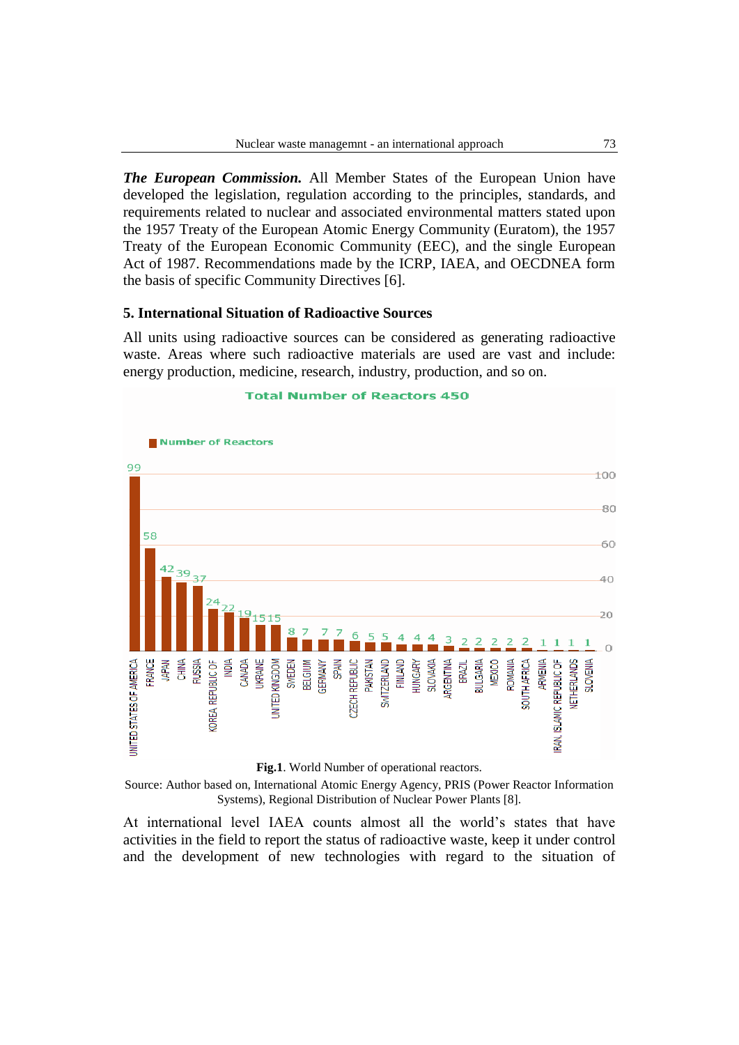***The European Commission.*** All Member States of the European Union have developed the legislation, regulation according to the principles, standards, and requirements related to nuclear and associated environmental matters stated upon the 1957 Treaty of the European Atomic Energy Community (Euratom), the 1957 Treaty of the European Economic Community (EEC), and the single European Act of 1987. Recommendations made by the ICRP, IAEA, and OECDNEA form the basis of specific Community Directives [6].

## 5. International Situation of Radioactive Sources

All units using radioactive sources can be considered as generating radioactive waste. Areas where such radioactive materials are used are vast and include: energy production, medicine, research, industry, production, and so on.

**Total Number of Reactors 450**

| Country | Number of Reactors |
|---|---|
| UNITED STATES OF AMERICA | 99 |
| FRANCE | 58 |
| JAPAN | 42 |
| CHINA | 39 |
| RUSSIA | 37 |
| KOREA, REPUBLIC OF | 24 |
| INDIA | 22 |
| CANADA | 19 |
| UKRAINE | 15 |
| UNITED KINGDOM | 15 |
| SWEDEN | 8 |
| BELGIUM | 7 |
| GERMANY | 7 |
| SPAIN | 7 |
| CZECH REPUBLIC | 6 |
| PAKISTAN | 5 |
| SWITZERLAND | 5 |
| FINLAND | 4 |
| HUNGARY | 4 |
| SLOVAKIA | 4 |
| ARGENTINA | 3 |
| BRAZIL | 2 |
| BULGARIA | 2 |
| MEXICO | 2 |
| ROMANIA | 2 |
| SOUTH AFRICA | 2 |
| ARMENIA | 1 |
| IRAN, ISLAMIC REPUBLIC OF | 1 |
| NETHERLANDS | 1 |
| SLOVENIA | 1 |

**Fig.1**. World Number of operational reactors.

Source: Author based on, International Atomic Energy Agency, PRIS (Power Reactor Information Systems), Regional Distribution of Nuclear Power Plants [8].

At international level IAEA counts almost all the world's states that have activities in the field to report the status of radioactive waste, keep it under control and the development of new technologies with regard to the situation of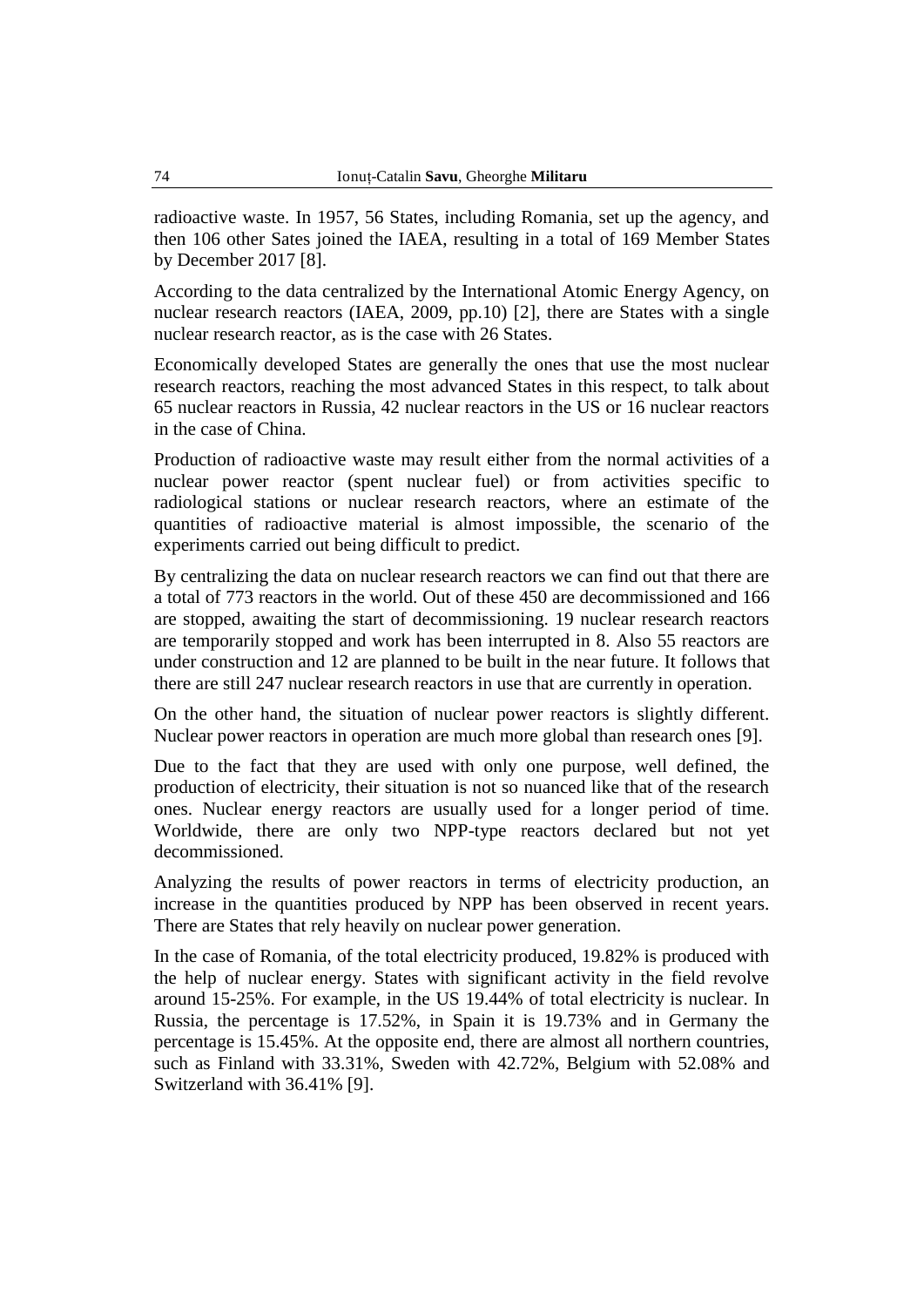radioactive waste. In 1957, 56 States, including Romania, set up the agency, and then 106 other Sates joined the IAEA, resulting in a total of 169 Member States by December 2017 [8].

According to the data centralized by the International Atomic Energy Agency, on nuclear research reactors (IAEA, 2009, pp.10) [2], there are States with a single nuclear research reactor, as is the case with 26 States.

Economically developed States are generally the ones that use the most nuclear research reactors, reaching the most advanced States in this respect, to talk about 65 nuclear reactors in Russia, 42 nuclear reactors in the US or 16 nuclear reactors in the case of China.

Production of radioactive waste may result either from the normal activities of a nuclear power reactor (spent nuclear fuel) or from activities specific to radiological stations or nuclear research reactors, where an estimate of the quantities of radioactive material is almost impossible, the scenario of the experiments carried out being difficult to predict.

By centralizing the data on nuclear research reactors we can find out that there are a total of 773 reactors in the world. Out of these 450 are decommissioned and 166 are stopped, awaiting the start of decommissioning. 19 nuclear research reactors are temporarily stopped and work has been interrupted in 8. Also 55 reactors are under construction and 12 are planned to be built in the near future. It follows that there are still 247 nuclear research reactors in use that are currently in operation.

On the other hand, the situation of nuclear power reactors is slightly different. Nuclear power reactors in operation are much more global than research ones [9].

Due to the fact that they are used with only one purpose, well defined, the production of electricity, their situation is not so nuanced like that of the research ones. Nuclear energy reactors are usually used for a longer period of time. Worldwide, there are only two NPP-type reactors declared but not yet decommissioned.

Analyzing the results of power reactors in terms of electricity production, an increase in the quantities produced by NPP has been observed in recent years. There are States that rely heavily on nuclear power generation.

In the case of Romania, of the total electricity produced, 19.82% is produced with the help of nuclear energy. States with significant activity in the field revolve around 15-25%. For example, in the US 19.44% of total electricity is nuclear. In Russia, the percentage is 17.52%, in Spain it is 19.73% and in Germany the percentage is 15.45%. At the opposite end, there are almost all northern countries, such as Finland with 33.31%, Sweden with 42.72%, Belgium with 52.08% and Switzerland with 36.41% [9].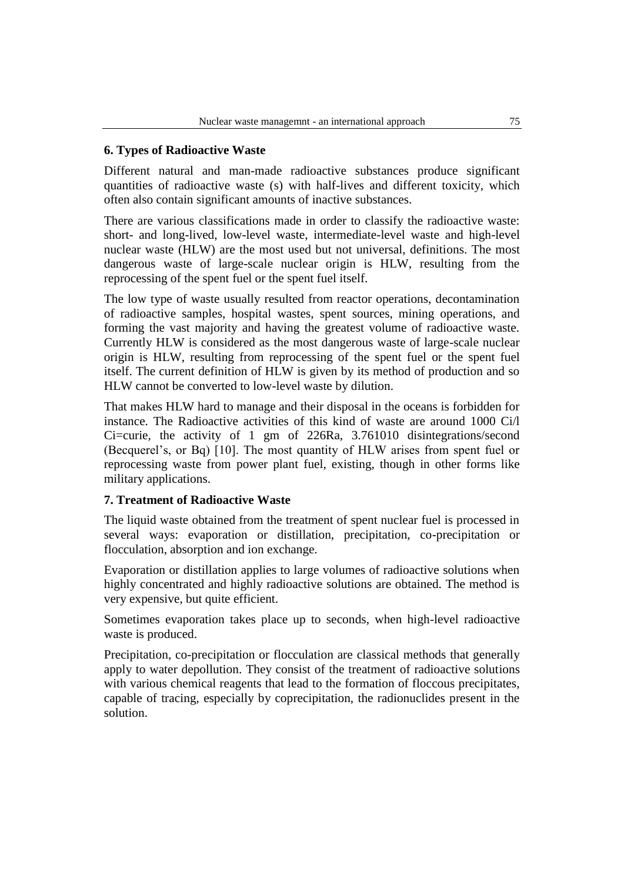## 6. Types of Radioactive Waste

Different natural and man-made radioactive substances produce significant quantities of radioactive waste (s) with half-lives and different toxicity, which often also contain significant amounts of inactive substances.

There are various classifications made in order to classify the radioactive waste: short- and long-lived, low-level waste, intermediate-level waste and high-level nuclear waste (HLW) are the most used but not universal, definitions. The most dangerous waste of large-scale nuclear origin is HLW, resulting from the reprocessing of the spent fuel or the spent fuel itself.

The low type of waste usually resulted from reactor operations, decontamination of radioactive samples, hospital wastes, spent sources, mining operations, and forming the vast majority and having the greatest volume of radioactive waste. Currently HLW is considered as the most dangerous waste of large-scale nuclear origin is HLW, resulting from reprocessing of the spent fuel or the spent fuel itself. The current definition of HLW is given by its method of production and so HLW cannot be converted to low-level waste by dilution.

That makes HLW hard to manage and their disposal in the oceans is forbidden for instance. The Radioactive activities of this kind of waste are around 1000 Ci/l Ci=curie, the activity of 1 gm of 226Ra, 3.761010 disintegrations/second (Becquerel's, or Bq) [10]. The most quantity of HLW arises from spent fuel or reprocessing waste from power plant fuel, existing, though in other forms like military applications.

## 7. Treatment of Radioactive Waste

The liquid waste obtained from the treatment of spent nuclear fuel is processed in several ways: evaporation or distillation, precipitation, co-precipitation or flocculation, absorption and ion exchange.

Evaporation or distillation applies to large volumes of radioactive solutions when highly concentrated and highly radioactive solutions are obtained. The method is very expensive, but quite efficient.

Sometimes evaporation takes place up to seconds, when high-level radioactive waste is produced.

Precipitation, co-precipitation or flocculation are classical methods that generally apply to water depollution. They consist of the treatment of radioactive solutions with various chemical reagents that lead to the formation of floccous precipitates, capable of tracing, especially by coprecipitation, the radionuclides present in the solution.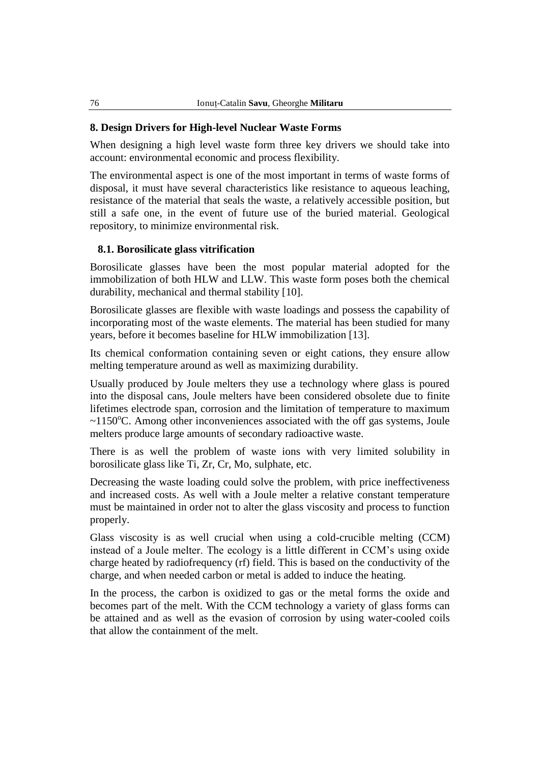## 8. Design Drivers for High-level Nuclear Waste Forms

When designing a high level waste form three key drivers we should take into account: environmental economic and process flexibility.

The environmental aspect is one of the most important in terms of waste forms of disposal, it must have several characteristics like resistance to aqueous leaching, resistance of the material that seals the waste, a relatively accessible position, but still a safe one, in the event of future use of the buried material. Geological repository, to minimize environmental risk.

### 8.1. Borosilicate glass vitrification

Borosilicate glasses have been the most popular material adopted for the immobilization of both HLW and LLW. This waste form poses both the chemical durability, mechanical and thermal stability [10].

Borosilicate glasses are flexible with waste loadings and possess the capability of incorporating most of the waste elements. The material has been studied for many years, before it becomes baseline for HLW immobilization [13].

Its chemical conformation containing seven or eight cations, they ensure allow melting temperature around as well as maximizing durability.

Usually produced by Joule melters they use a technology where glass is poured into the disposal cans, Joule melters have been considered obsolete due to finite lifetimes electrode span, corrosion and the limitation of temperature to maximum ~1150°C. Among other inconveniences associated with the off gas systems, Joule melters produce large amounts of secondary radioactive waste.

There is as well the problem of waste ions with very limited solubility in borosilicate glass like Ti, Zr, Cr, Mo, sulphate, etc.

Decreasing the waste loading could solve the problem, with price ineffectiveness and increased costs. As well with a Joule melter a relative constant temperature must be maintained in order not to alter the glass viscosity and process to function properly.

Glass viscosity is as well crucial when using a cold-crucible melting (CCM) instead of a Joule melter. The ecology is a little different in CCM's using oxide charge heated by radiofrequency (rf) field. This is based on the conductivity of the charge, and when needed carbon or metal is added to induce the heating.

In the process, the carbon is oxidized to gas or the metal forms the oxide and becomes part of the melt. With the CCM technology a variety of glass forms can be attained and as well as the evasion of corrosion by using water-cooled coils that allow the containment of the melt.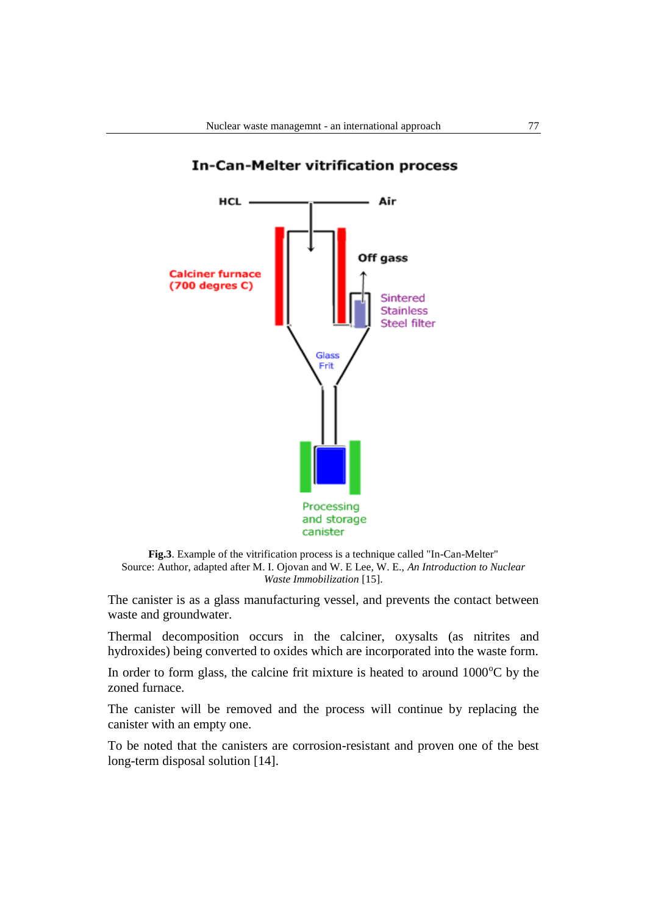**Fig.3**. Example of the vitrification process is a technique called "In-Can-Melter"
Source: Author, adapted after M. I. Ojovan and W. E Lee, W. E., *An Introduction to Nuclear Waste Immobilization* [15].

The canister is as a glass manufacturing vessel, and prevents the contact between waste and groundwater.

Thermal decomposition occurs in the calciner, oxysalts (as nitrites and hydroxides) being converted to oxides which are incorporated into the waste form.

In order to form glass, the calcine frit mixture is heated to around 1000$^{o}$C by the zoned furnace.

The canister will be removed and the process will continue by replacing the canister with an empty one.

To be noted that the canisters are corrosion-resistant and proven one of the best long-term disposal solution [14].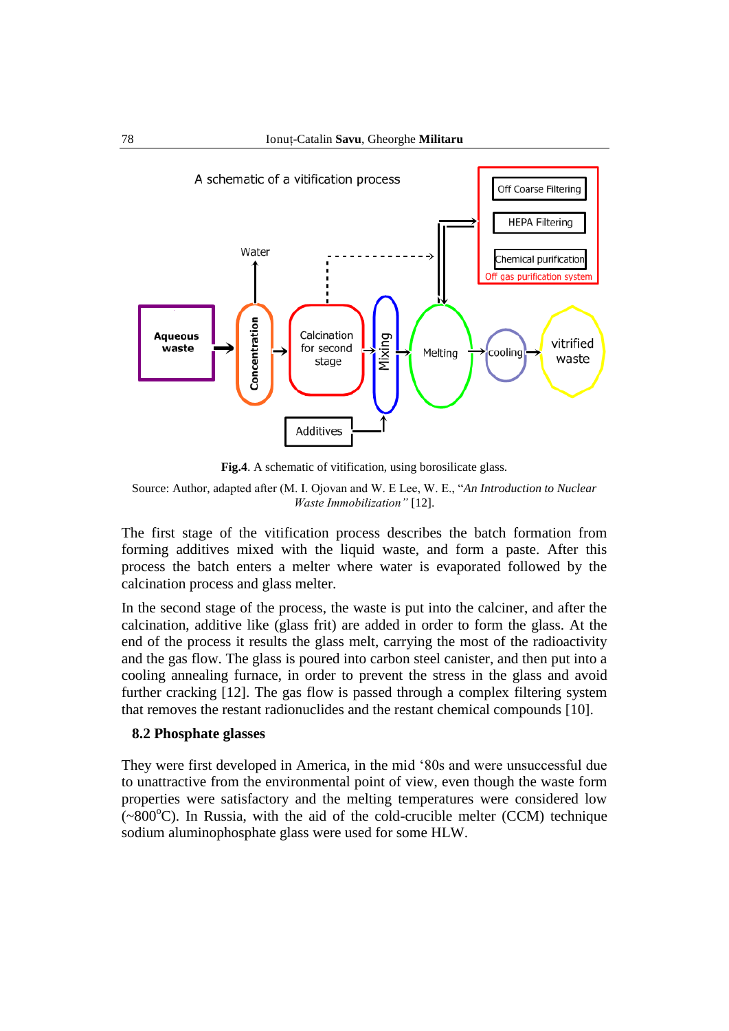A schematic of a vitification process

Water

Aqueous waste → Concentration → Calcination for second stage → Mixing → Melting → cooling → vitrified waste

Additives

Off Coarse Filtering

HEPA Filtering

Chemical purification

Off gas purification system

**Fig.4**. A schematic of vitification, using borosilicate glass.

Source: Author, adapted after (M. I. Ojovan and W. E Lee, W. E., "*An Introduction to Nuclear Waste Immobilization"* [12].

The first stage of the vitification process describes the batch formation from forming additives mixed with the liquid waste, and form a paste. After this process the batch enters a melter where water is evaporated followed by the calcination process and glass melter.

In the second stage of the process, the waste is put into the calciner, and after the calcination, additive like (glass frit) are added in order to form the glass. At the end of the process it results the glass melt, carrying the most of the radioactivity and the gas flow. The glass is poured into carbon steel canister, and then put into a cooling annealing furnace, in order to prevent the stress in the glass and avoid further cracking [12]. The gas flow is passed through a complex filtering system that removes the restant radionuclides and the restant chemical compounds [10].

### 8.2 Phosphate glasses

They were first developed in America, in the mid '80s and were unsuccessful due to unattractive from the environmental point of view, even though the waste form properties were satisfactory and the melting temperatures were considered low (~800$^{o}$C). In Russia, with the aid of the cold-crucible melter (CCM) technique sodium aluminophosphate glass were used for some HLW.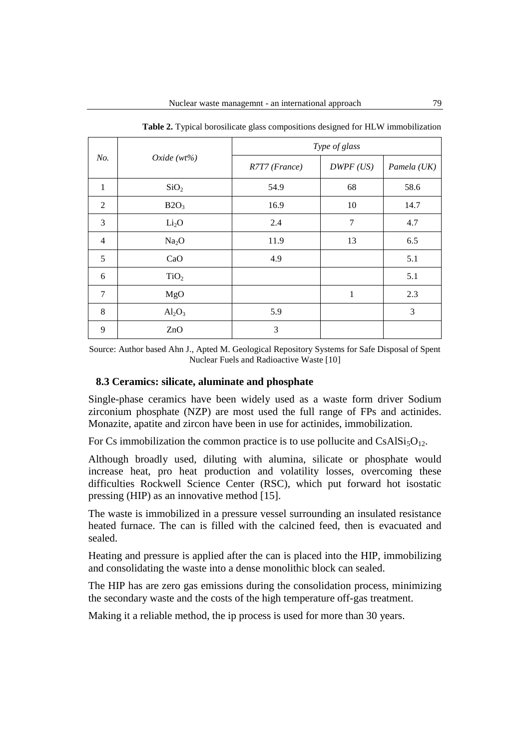**Table 2.** Typical borosilicate glass compositions designed for HLW immobilization

| *No.* | *Oxide (wt%)* | *Type of glass* | | |
|---|---|---|---|---|
| | | *R7T7 (France)* | *DWPF (US)* | *Pamela (UK)* |
| 1 | $SiO_2$ | 54.9 | 68 | 58.6 |
| 2 | $B2O_3$ | 16.9 | 10 | 14.7 |
| 3 | $Li_2O$ | 2.4 | 7 | 4.7 |
| 4 | $Na_2O$ | 11.9 | 13 | 6.5 |
| 5 | CaO | 4.9 | | 5.1 |
| 6 | $TiO_2$ | | | 5.1 |
| 7 | MgO | | 1 | 2.3 |
| 8 | $Al_2O_3$ | 5.9 | | 3 |
| 9 | ZnO | 3 | | |

Source: Author based Ahn J., Apted M. Geological Repository Systems for Safe Disposal of Spent Nuclear Fuels and Radioactive Waste [10]

### 8.3 Ceramics: silicate, aluminate and phosphate

Single-phase ceramics have been widely used as a waste form driver Sodium zirconium phosphate (NZP) are most used the full range of FPs and actinides. Monazite, apatite and zircon have been in use for actinides, immobilization.

For Cs immobilization the common practice is to use pollucite and $CsAlSi_5O_{12}$.

Although broadly used, diluting with alumina, silicate or phosphate would increase heat, pro heat production and volatility losses, overcoming these difficulties Rockwell Science Center (RSC), which put forward hot isostatic pressing (HIP) as an innovative method [15].

The waste is immobilized in a pressure vessel surrounding an insulated resistance heated furnace. The can is filled with the calcined feed, then is evacuated and sealed.

Heating and pressure is applied after the can is placed into the HIP, immobilizing and consolidating the waste into a dense monolithic block can sealed.

The HIP has are zero gas emissions during the consolidation process, minimizing the secondary waste and the costs of the high temperature off-gas treatment.

Making it a reliable method, the ip process is used for more than 30 years.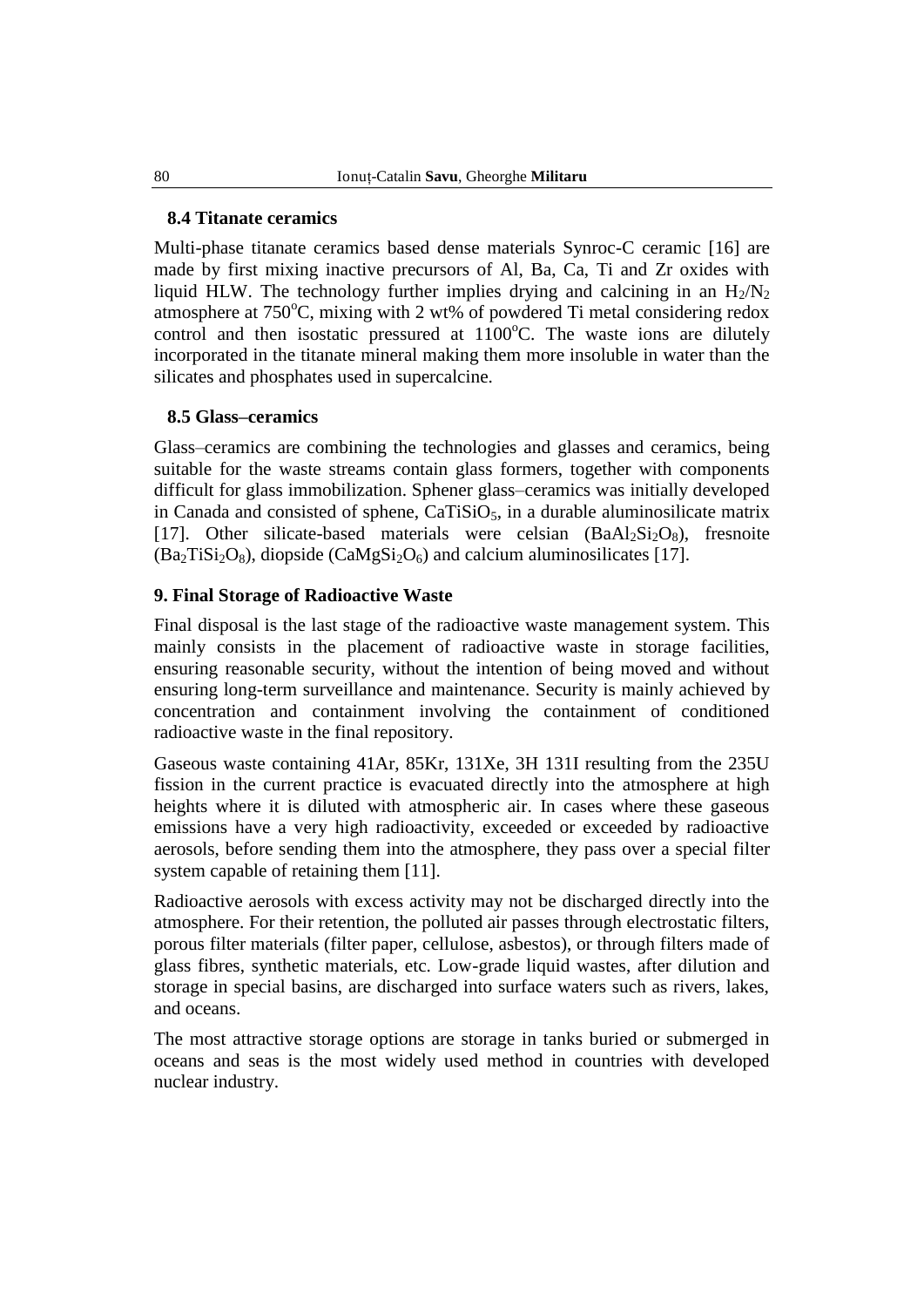### 8.4 Titanate ceramics

Multi-phase titanate ceramics based dense materials Synroc-C ceramic [16] are made by first mixing inactive precursors of Al, Ba, Ca, Ti and Zr oxides with liquid HLW. The technology further implies drying and calcining in an $H_2/N_2$ atmosphere at 750°C, mixing with 2 wt% of powdered Ti metal considering redox control and then isostatic pressured at 1100°C. The waste ions are dilutely incorporated in the titanate mineral making them more insoluble in water than the silicates and phosphates used in supercalcine.

### 8.5 Glass–ceramics

Glass–ceramics are combining the technologies and glasses and ceramics, being suitable for the waste streams contain glass formers, together with components difficult for glass immobilization. Sphener glass–ceramics was initially developed in Canada and consisted of sphene, $CaTiSiO_5$, in a durable aluminosilicate matrix [17]. Other silicate-based materials were celsian ($BaAl_2Si_2O_8$), fresnoite ($Ba_2TiSi_2O_8$), diopside ($CaMgSi_2O_6$) and calcium aluminosilicates [17].

## 9. Final Storage of Radioactive Waste

Final disposal is the last stage of the radioactive waste management system. This mainly consists in the placement of radioactive waste in storage facilities, ensuring reasonable security, without the intention of being moved and without ensuring long-term surveillance and maintenance. Security is mainly achieved by concentration and containment involving the containment of conditioned radioactive waste in the final repository.

Gaseous waste containing 41Ar, 85Kr, 131Xe, 3H 131I resulting from the 235U fission in the current practice is evacuated directly into the atmosphere at high heights where it is diluted with atmospheric air. In cases where these gaseous emissions have a very high radioactivity, exceeded or exceeded by radioactive aerosols, before sending them into the atmosphere, they pass over a special filter system capable of retaining them [11].

Radioactive aerosols with excess activity may not be discharged directly into the atmosphere. For their retention, the polluted air passes through electrostatic filters, porous filter materials (filter paper, cellulose, asbestos), or through filters made of glass fibres, synthetic materials, etc. Low-grade liquid wastes, after dilution and storage in special basins, are discharged into surface waters such as rivers, lakes, and oceans.

The most attractive storage options are storage in tanks buried or submerged in oceans and seas is the most widely used method in countries with developed nuclear industry.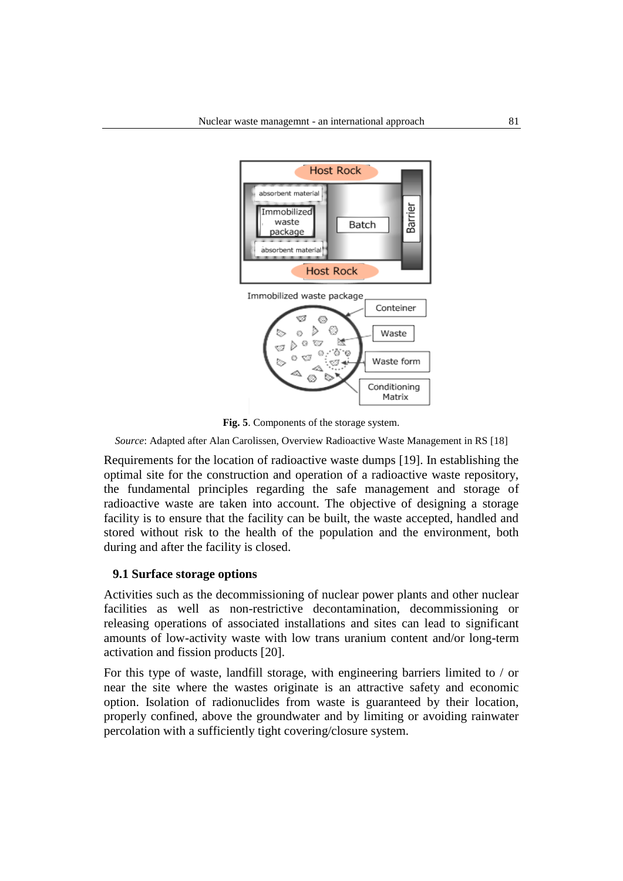**Fig. 5**. Components of the storage system.

*Source*: Adapted after Alan Carolissen, Overview Radioactive Waste Management in RS [18]

Requirements for the location of radioactive waste dumps [19]. In establishing the optimal site for the construction and operation of a radioactive waste repository, the fundamental principles regarding the safe management and storage of radioactive waste are taken into account. The objective of designing a storage facility is to ensure that the facility can be built, the waste accepted, handled and stored without risk to the health of the population and the environment, both during and after the facility is closed.

### 9.1 Surface storage options

Activities such as the decommissioning of nuclear power plants and other nuclear facilities as well as non-restrictive decontamination, decommissioning or releasing operations of associated installations and sites can lead to significant amounts of low-activity waste with low trans uranium content and/or long-term activation and fission products [20].

For this type of waste, landfill storage, with engineering barriers limited to / or near the site where the wastes originate is an attractive safety and economic option. Isolation of radionuclides from waste is guaranteed by their location, properly confined, above the groundwater and by limiting or avoiding rainwater percolation with a sufficiently tight covering/closure system.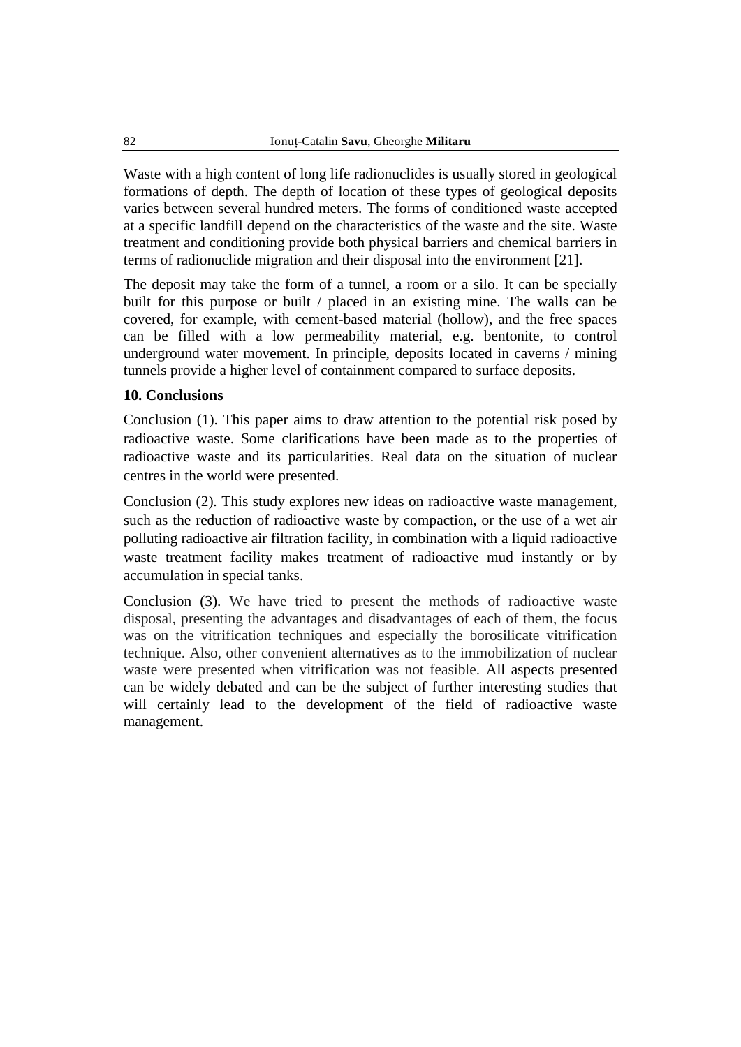Waste with a high content of long life radionuclides is usually stored in geological formations of depth. The depth of location of these types of geological deposits varies between several hundred meters. The forms of conditioned waste accepted at a specific landfill depend on the characteristics of the waste and the site. Waste treatment and conditioning provide both physical barriers and chemical barriers in terms of radionuclide migration and their disposal into the environment [21].

The deposit may take the form of a tunnel, a room or a silo. It can be specially built for this purpose or built / placed in an existing mine. The walls can be covered, for example, with cement-based material (hollow), and the free spaces can be filled with a low permeability material, e.g. bentonite, to control underground water movement. In principle, deposits located in caverns / mining tunnels provide a higher level of containment compared to surface deposits.

## 10. Conclusions

Conclusion (1). This paper aims to draw attention to the potential risk posed by radioactive waste. Some clarifications have been made as to the properties of radioactive waste and its particularities. Real data on the situation of nuclear centres in the world were presented.

Conclusion (2). This study explores new ideas on radioactive waste management, such as the reduction of radioactive waste by compaction, or the use of a wet air polluting radioactive air filtration facility, in combination with a liquid radioactive waste treatment facility makes treatment of radioactive mud instantly or by accumulation in special tanks.

Conclusion (3). We have tried to present the methods of radioactive waste disposal, presenting the advantages and disadvantages of each of them, the focus was on the vitrification techniques and especially the borosilicate vitrification technique. Also, other convenient alternatives as to the immobilization of nuclear waste were presented when vitrification was not feasible. All aspects presented can be widely debated and can be the subject of further interesting studies that will certainly lead to the development of the field of radioactive waste management.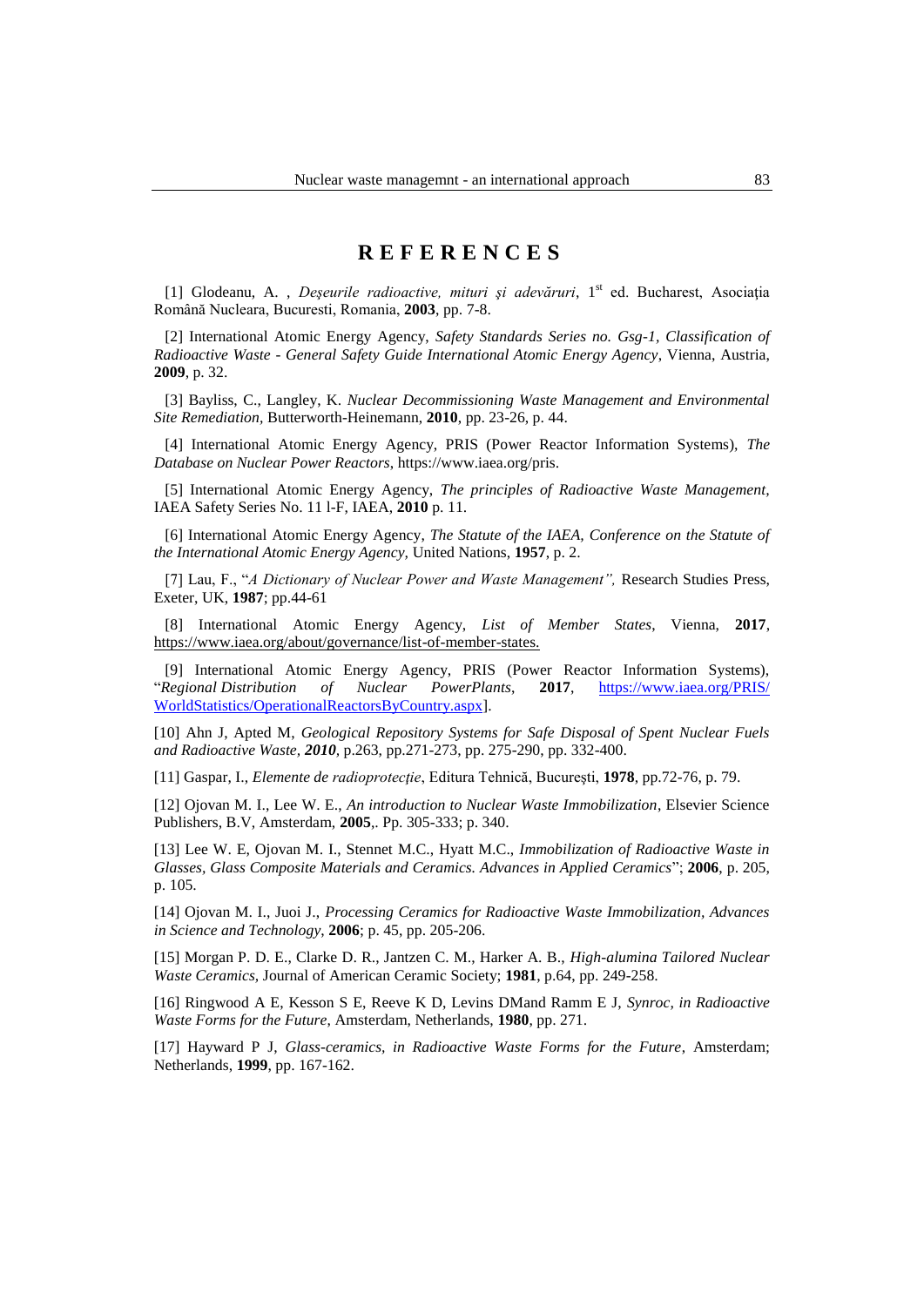# REFERENCES

[1] Glodeanu, A. , *Deşeurile radioactive, mituri şi adevăruri*, 1st ed. Bucharest, Asociaţia Română Nucleara, Bucuresti, Romania, **2003**, pp. 7-8.

[2] International Atomic Energy Agency, *Safety Standards Series no. Gsg-1, Classification of Radioactive Waste - General Safety Guide International Atomic Energy Agency*, Vienna, Austria, **2009**, p. 32.

[3] Bayliss, C., Langley, K. *Nuclear Decommissioning Waste Management and Environmental Site Remediation*, Butterworth-Heinemann, **2010**, pp. 23-26, p. 44.

[4] International Atomic Energy Agency, PRIS (Power Reactor Information Systems), *The Database on Nuclear Power Reactors*, https://www.iaea.org/pris.

[5] International Atomic Energy Agency, *The principles of Radioactive Waste Management*, IAEA Safety Series No. 11 l-F, IAEA, **2010** p. 11.

[6] International Atomic Energy Agency, *The Statute of the IAEA, Conference on the Statute of the International Atomic Energy Agency*, United Nations, **1957**, p. 2.

[7] Lau, F., "*A Dictionary of Nuclear Power and Waste Management",* Research Studies Press, Exeter, UK, **1987**; pp.44-61

[8] International Atomic Energy Agency, *List of Member States*, Vienna, **2017**, https://www.iaea.org/about/governance/list-of-member-states.

[9] International Atomic Energy Agency, PRIS (Power Reactor Information Systems), "*Regional Distribution of Nuclear PowerPlants*, **2017**, https://www.iaea.org/PRIS/WorldStatistics/OperationalReactorsByCountry.aspx].

[10] Ahn J, Apted M, *Geological Repository Systems for Safe Disposal of Spent Nuclear Fuels and Radioactive Waste, **2010***, p.263, pp.271-273, pp. 275-290, pp. 332-400.

[11] Gaspar, I., *Elemente de radioprotecţie*, Editura Tehnică, Bucureşti, **1978**, pp.72-76, p. 79.

[12] Ojovan M. I., Lee W. E., *An introduction to Nuclear Waste Immobilization*, Elsevier Science Publishers, B.V, Amsterdam, **2005**,. Pp. 305-333; p. 340.

[13] Lee W. E, Ojovan M. I., Stennet M.C., Hyatt M.C., *Immobilization of Radioactive Waste in Glasses, Glass Composite Materials and Ceramics. Advances in Applied Ceramics*"; **2006**, p. 205, p. 105.

[14] Ojovan M. I., Juoi J., *Processing Ceramics for Radioactive Waste Immobilization, Advances in Science and Technology*, **2006**; p. 45, pp. 205-206.

[15] Morgan P. D. E., Clarke D. R., Jantzen C. M., Harker A. B., *High-alumina Tailored Nuclear Waste Ceramics*, Journal of American Ceramic Society; **1981**, p.64, pp. 249-258.

[16] Ringwood A E, Kesson S E, Reeve K D, Levins DMand Ramm E J, *Synroc, in Radioactive Waste Forms for the Future*, Amsterdam, Netherlands, **1980**, pp. 271.

[17] Hayward P J, *Glass-ceramics, in Radioactive Waste Forms for the Future*, Amsterdam; Netherlands, **1999**, pp. 167-162.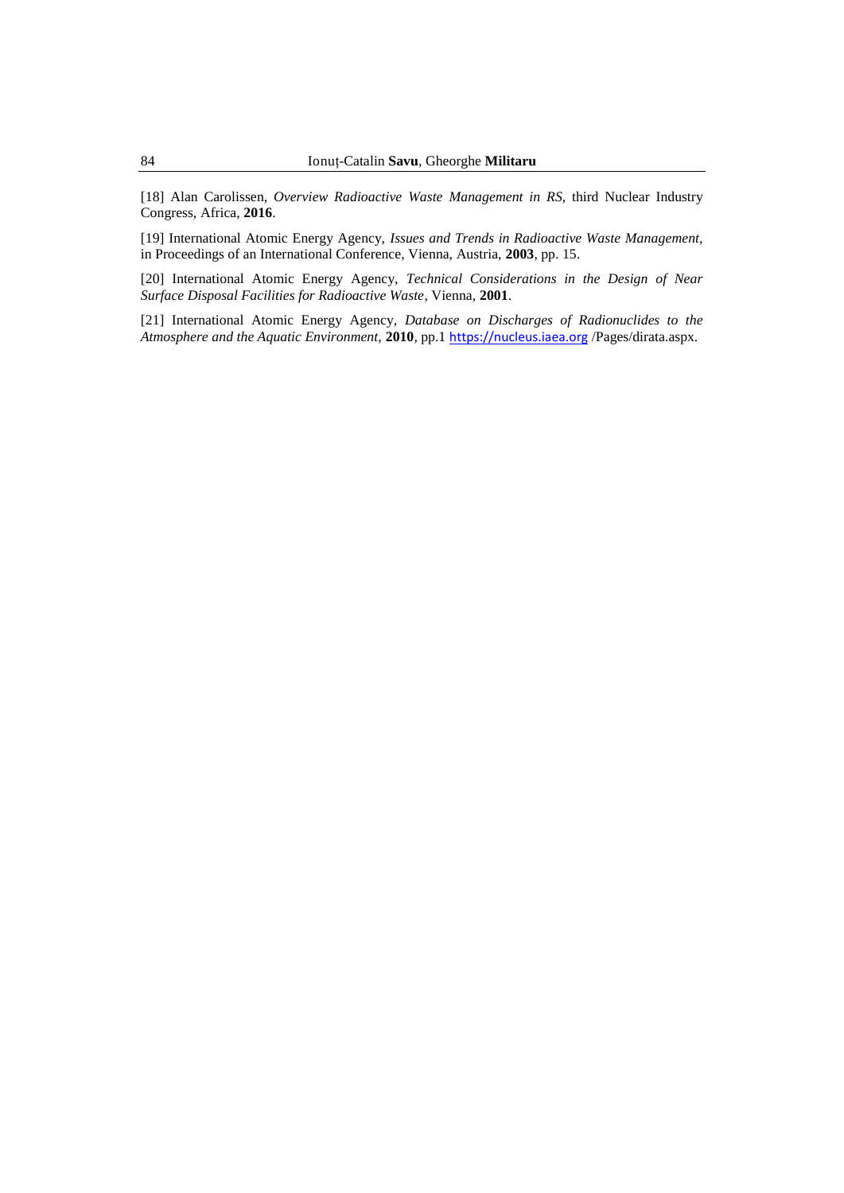[18] Alan Carolissen, *Overview Radioactive Waste Management in RS*, third Nuclear Industry Congress, Africa, **2016**.

[19] International Atomic Energy Agency, *Issues and Trends in Radioactive Waste Management*, in Proceedings of an International Conference, Vienna, Austria, **2003**, pp. 15.

[20] International Atomic Energy Agency, *Technical Considerations in the Design of Near Surface Disposal Facilities for Radioactive Waste*, Vienna, **2001**.

[21] International Atomic Energy Agency, *Database on Discharges of Radionuclides to the Atmosphere and the Aquatic Environment*, **2010**, pp.1 https://nucleus.iaea.org /Pages/dirata.aspx.